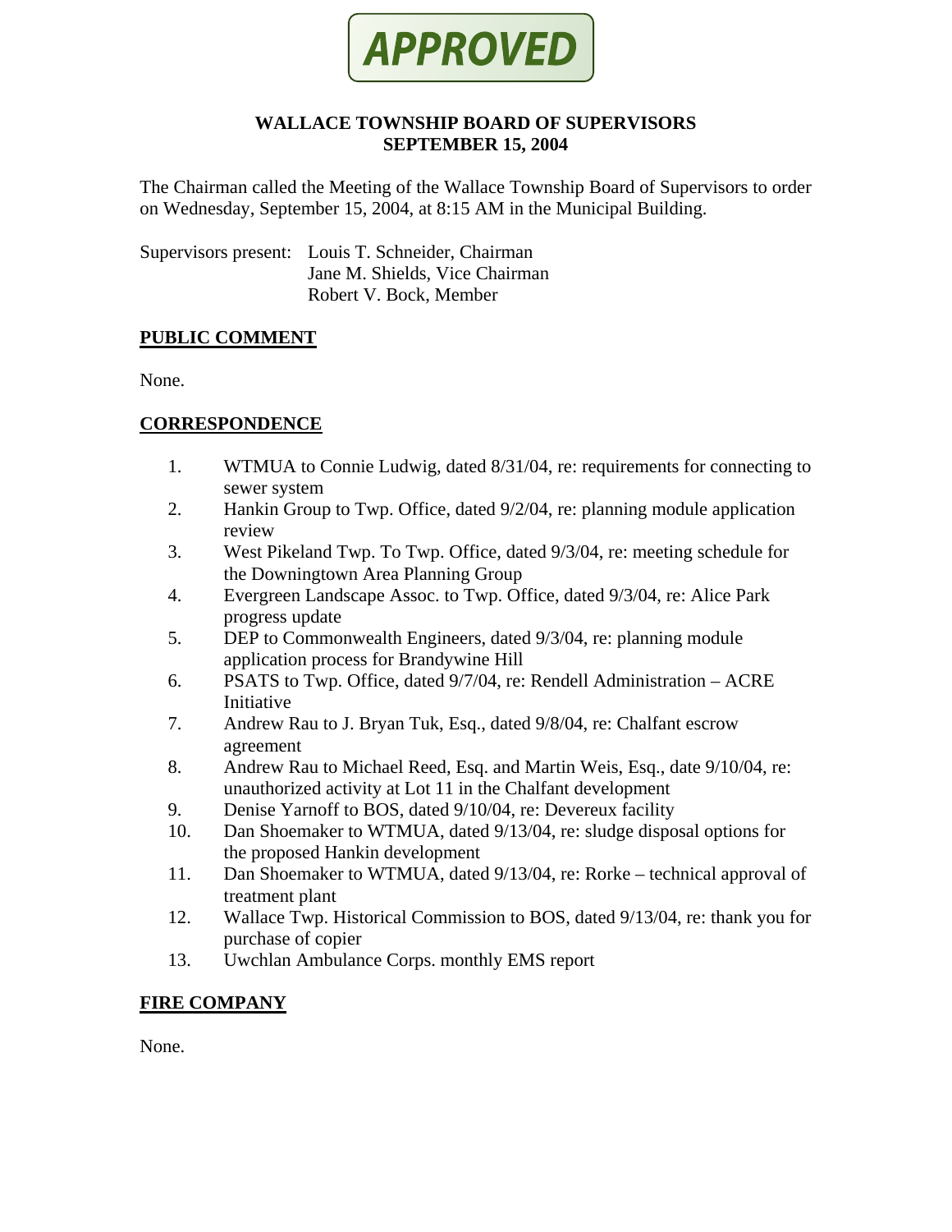**APPROVED**

# WALLACE TOWNSHIP BOARD OF SUPERVISORS
## SEPTEMBER 15, 2004

The Chairman called the Meeting of the Wallace Township Board of Supervisors to order on Wednesday, September 15, 2004, at 8:15 AM in the Municipal Building.

Supervisors present: Louis T. Schneider, Chairman
Jane M. Shields, Vice Chairman
Robert V. Bock, Member

## PUBLIC COMMENT

None.

## CORRESPONDENCE

1. WTMUA to Connie Ludwig, dated 8/31/04, re: requirements for connecting to sewer system
2. Hankin Group to Twp. Office, dated 9/2/04, re: planning module application review
3. West Pikeland Twp. To Twp. Office, dated 9/3/04, re: meeting schedule for the Downingtown Area Planning Group
4. Evergreen Landscape Assoc. to Twp. Office, dated 9/3/04, re: Alice Park progress update
5. DEP to Commonwealth Engineers, dated 9/3/04, re: planning module application process for Brandywine Hill
6. PSATS to Twp. Office, dated 9/7/04, re: Rendell Administration – ACRE Initiative
7. Andrew Rau to J. Bryan Tuk, Esq., dated 9/8/04, re: Chalfant escrow agreement
8. Andrew Rau to Michael Reed, Esq. and Martin Weis, Esq., date 9/10/04, re: unauthorized activity at Lot 11 in the Chalfant development
9. Denise Yarnoff to BOS, dated 9/10/04, re: Devereux facility
10. Dan Shoemaker to WTMUA, dated 9/13/04, re: sludge disposal options for the proposed Hankin development
11. Dan Shoemaker to WTMUA, dated 9/13/04, re: Rorke – technical approval of treatment plant
12. Wallace Twp. Historical Commission to BOS, dated 9/13/04, re: thank you for purchase of copier
13. Uwchlan Ambulance Corps. monthly EMS report

## FIRE COMPANY

None.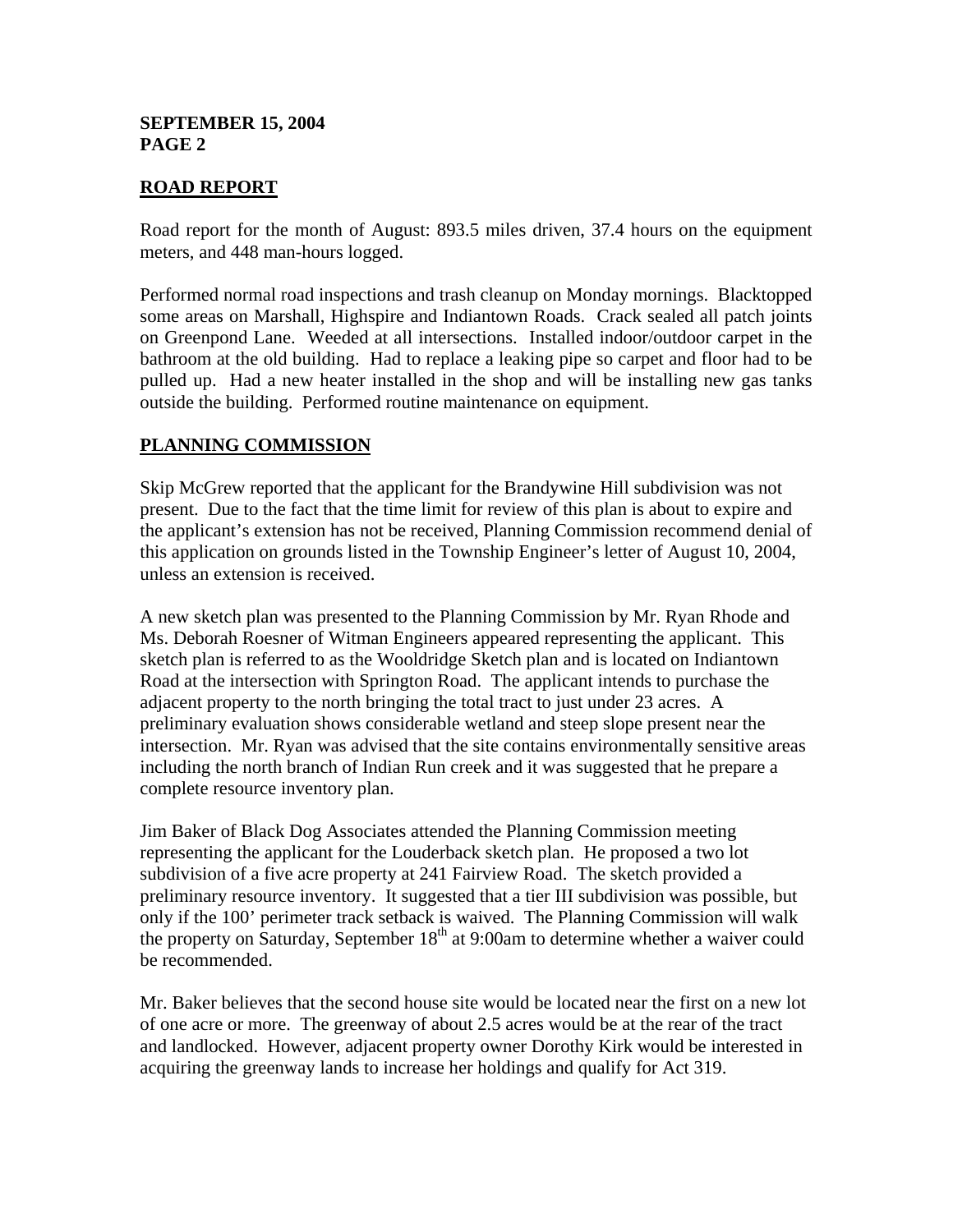## ROAD REPORT

Road report for the month of August: 893.5 miles driven, 37.4 hours on the equipment meters, and 448 man-hours logged.

Performed normal road inspections and trash cleanup on Monday mornings. Blacktopped some areas on Marshall, Highspire and Indiantown Roads. Crack sealed all patch joints on Greenpond Lane. Weeded at all intersections. Installed indoor/outdoor carpet in the bathroom at the old building. Had to replace a leaking pipe so carpet and floor had to be pulled up. Had a new heater installed in the shop and will be installing new gas tanks outside the building. Performed routine maintenance on equipment.

## PLANNING COMMISSION

Skip McGrew reported that the applicant for the Brandywine Hill subdivision was not present. Due to the fact that the time limit for review of this plan is about to expire and the applicant's extension has not be received, Planning Commission recommend denial of this application on grounds listed in the Township Engineer's letter of August 10, 2004, unless an extension is received.

A new sketch plan was presented to the Planning Commission by Mr. Ryan Rhode and Ms. Deborah Roesner of Witman Engineers appeared representing the applicant. This sketch plan is referred to as the Wooldridge Sketch plan and is located on Indiantown Road at the intersection with Springton Road. The applicant intends to purchase the adjacent property to the north bringing the total tract to just under 23 acres. A preliminary evaluation shows considerable wetland and steep slope present near the intersection. Mr. Ryan was advised that the site contains environmentally sensitive areas including the north branch of Indian Run creek and it was suggested that he prepare a complete resource inventory plan.

Jim Baker of Black Dog Associates attended the Planning Commission meeting representing the applicant for the Louderback sketch plan. He proposed a two lot subdivision of a five acre property at 241 Fairview Road. The sketch provided a preliminary resource inventory. It suggested that a tier III subdivision was possible, but only if the 100' perimeter track setback is waived. The Planning Commission will walk the property on Saturday, September 18th at 9:00am to determine whether a waiver could be recommended.

Mr. Baker believes that the second house site would be located near the first on a new lot of one acre or more. The greenway of about 2.5 acres would be at the rear of the tract and landlocked. However, adjacent property owner Dorothy Kirk would be interested in acquiring the greenway lands to increase her holdings and qualify for Act 319.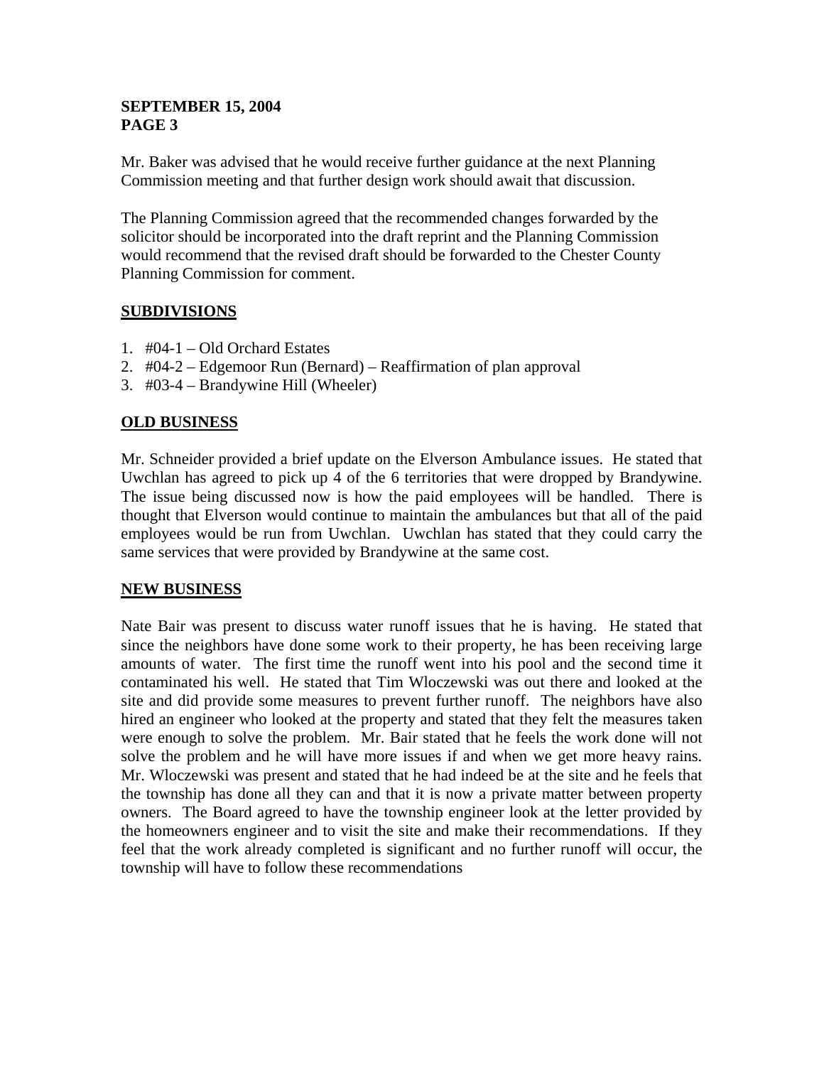**SEPTEMBER 15, 2004**
**PAGE 3**

Mr. Baker was advised that he would receive further guidance at the next Planning Commission meeting and that further design work should await that discussion.

The Planning Commission agreed that the recommended changes forwarded by the solicitor should be incorporated into the draft reprint and the Planning Commission would recommend that the revised draft should be forwarded to the Chester County Planning Commission for comment.

## SUBDIVISIONS

1. #04-1 – Old Orchard Estates
2. #04-2 – Edgemoor Run (Bernard) – Reaffirmation of plan approval
3. #03-4 – Brandywine Hill (Wheeler)

## OLD BUSINESS

Mr. Schneider provided a brief update on the Elverson Ambulance issues. He stated that Uwchlan has agreed to pick up 4 of the 6 territories that were dropped by Brandywine. The issue being discussed now is how the paid employees will be handled. There is thought that Elverson would continue to maintain the ambulances but that all of the paid employees would be run from Uwchlan. Uwchlan has stated that they could carry the same services that were provided by Brandywine at the same cost.

## NEW BUSINESS

Nate Bair was present to discuss water runoff issues that he is having. He stated that since the neighbors have done some work to their property, he has been receiving large amounts of water. The first time the runoff went into his pool and the second time it contaminated his well. He stated that Tim Wloczewski was out there and looked at the site and did provide some measures to prevent further runoff. The neighbors have also hired an engineer who looked at the property and stated that they felt the measures taken were enough to solve the problem. Mr. Bair stated that he feels the work done will not solve the problem and he will have more issues if and when we get more heavy rains. Mr. Wloczewski was present and stated that he had indeed be at the site and he feels that the township has done all they can and that it is now a private matter between property owners. The Board agreed to have the township engineer look at the letter provided by the homeowners engineer and to visit the site and make their recommendations. If they feel that the work already completed is significant and no further runoff will occur, the township will have to follow these recommendations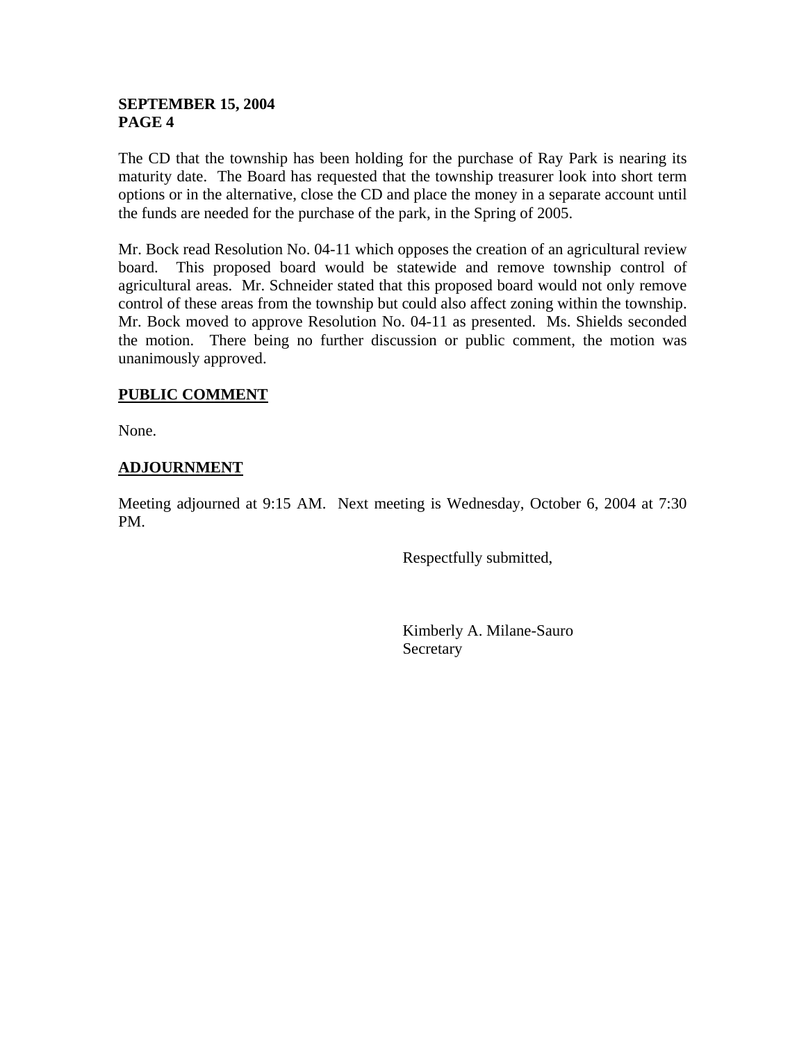The CD that the township has been holding for the purchase of Ray Park is nearing its maturity date. The Board has requested that the township treasurer look into short term options or in the alternative, close the CD and place the money in a separate account until the funds are needed for the purchase of the park, in the Spring of 2005.

Mr. Bock read Resolution No. 04-11 which opposes the creation of an agricultural review board. This proposed board would be statewide and remove township control of agricultural areas. Mr. Schneider stated that this proposed board would not only remove control of these areas from the township but could also affect zoning within the township. Mr. Bock moved to approve Resolution No. 04-11 as presented. Ms. Shields seconded the motion. There being no further discussion or public comment, the motion was unanimously approved.

## PUBLIC COMMENT

None.

## ADJOURNMENT

Meeting adjourned at 9:15 AM. Next meeting is Wednesday, October 6, 2004 at 7:30 PM.

Respectfully submitted,

Kimberly A. Milane-Sauro
Secretary